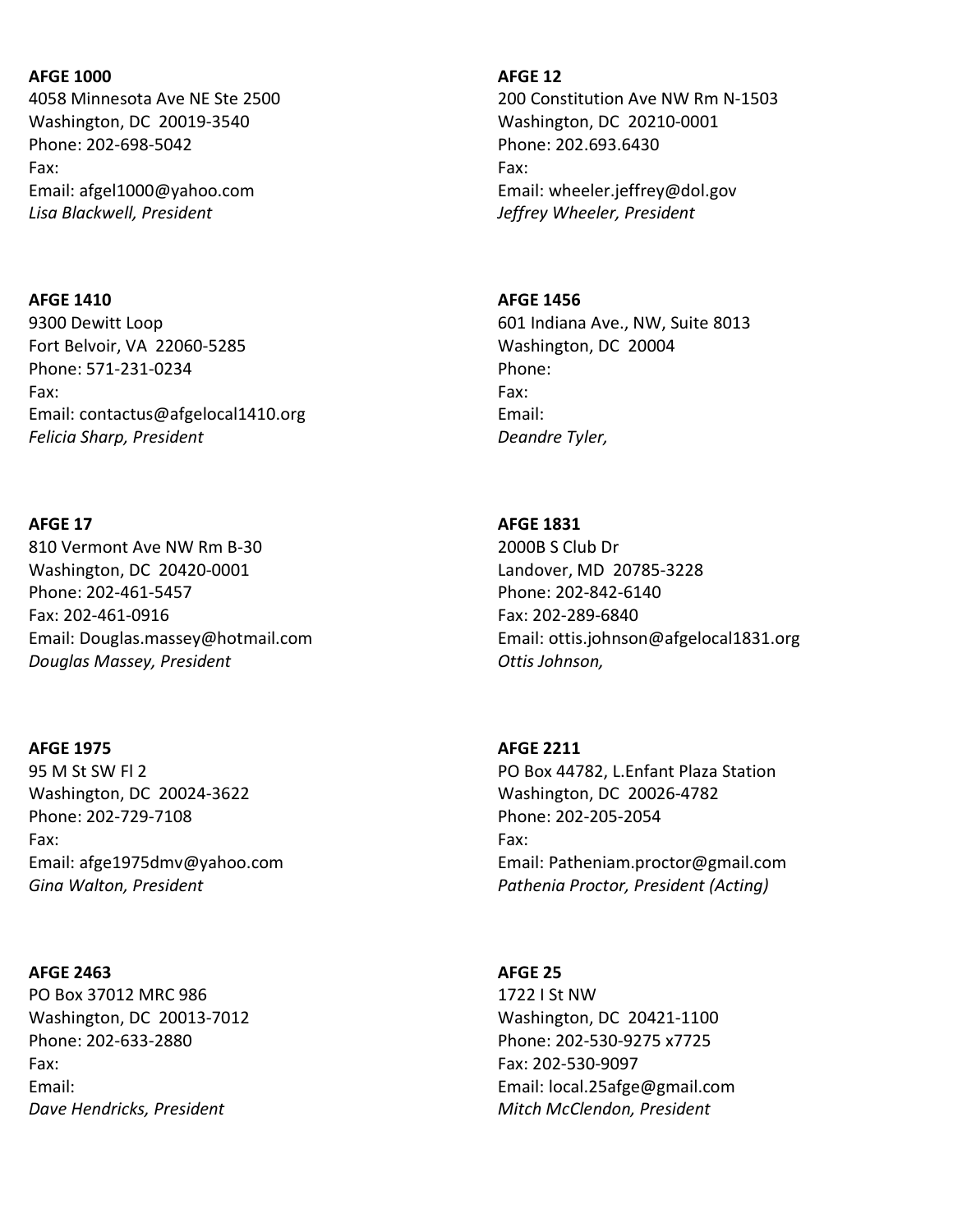**AFGE 1000**
4058 Minnesota Ave NE Ste 2500
Washington, DC  20019-3540
Phone: 202-698-5042
Fax:
Email: afgel1000@yahoo.com
*Lisa Blackwell, President*

**AFGE 12**
200 Constitution Ave NW Rm N-1503
Washington, DC  20210-0001
Phone: 202.693.6430
Fax:
Email: wheeler.jeffrey@dol.gov
*Jeffrey Wheeler, President*

**AFGE 1410**
9300 Dewitt Loop
Fort Belvoir, VA  22060-5285
Phone: 571-231-0234
Fax:
Email: contactus@afgelocal1410.org
*Felicia Sharp, President*

**AFGE 1456**
601 Indiana Ave., NW, Suite 8013
Washington, DC  20004
Phone:
Fax:
Email:
*Deandre Tyler,*

**AFGE 17**
810 Vermont Ave NW Rm B-30
Washington, DC  20420-0001
Phone: 202-461-5457
Fax: 202-461-0916
Email: Douglas.massey@hotmail.com
*Douglas Massey, President*

**AFGE 1831**
2000B S Club Dr
Landover, MD  20785-3228
Phone: 202-842-6140
Fax: 202-289-6840
Email: ottis.johnson@afgelocal1831.org
*Ottis Johnson,*

**AFGE 1975**
95 M St SW Fl 2
Washington, DC  20024-3622
Phone: 202-729-7108
Fax:
Email: afge1975dmv@yahoo.com
*Gina Walton, President*

**AFGE 2211**
PO Box 44782, L.Enfant Plaza Station
Washington, DC  20026-4782
Phone: 202-205-2054
Fax:
Email: Patheniam.proctor@gmail.com
*Pathenia Proctor, President (Acting)*

**AFGE 2463**
PO Box 37012 MRC 986
Washington, DC  20013-7012
Phone: 202-633-2880
Fax:
Email:
*Dave Hendricks, President*

**AFGE 25**
1722 I St NW
Washington, DC  20421-1100
Phone: 202-530-9275 x7725
Fax: 202-530-9097
Email: local.25afge@gmail.com
*Mitch McClendon, President*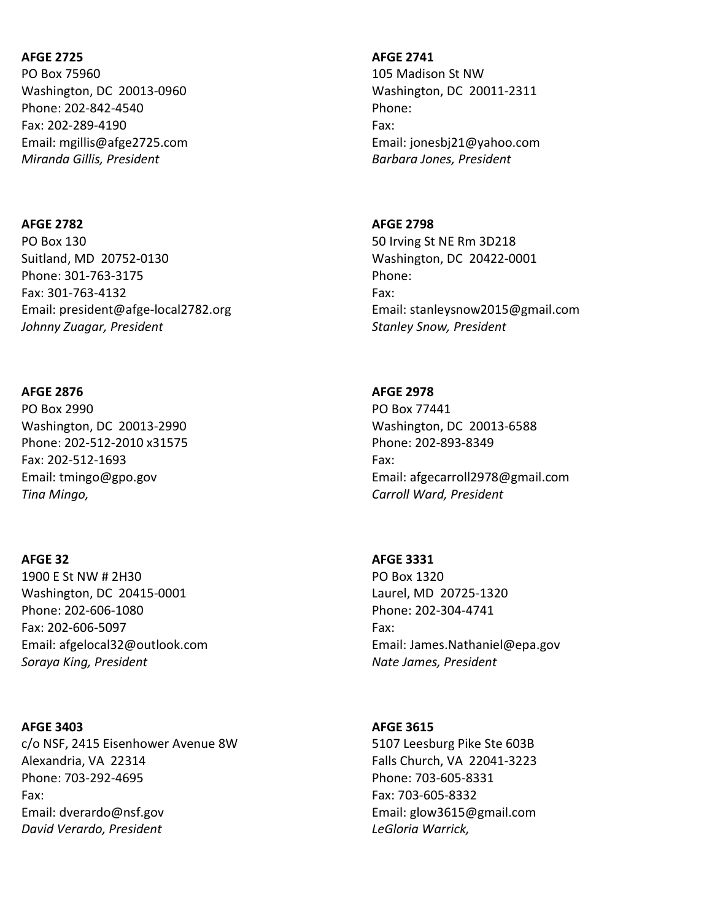**AFGE 2725**
PO Box 75960
Washington, DC 20013-0960
Phone: 202-842-4540
Fax: 202-289-4190
Email: mgillis@afge2725.com
*Miranda Gillis, President*

**AFGE 2741**
105 Madison St NW
Washington, DC 20011-2311
Phone:
Fax:
Email: jonesbj21@yahoo.com
*Barbara Jones, President*

**AFGE 2782**
PO Box 130
Suitland, MD 20752-0130
Phone: 301-763-3175
Fax: 301-763-4132
Email: president@afge-local2782.org
*Johnny Zuagar, President*

**AFGE 2798**
50 Irving St NE Rm 3D218
Washington, DC 20422-0001
Phone:
Fax:
Email: stanleysnow2015@gmail.com
*Stanley Snow, President*

**AFGE 2876**
PO Box 2990
Washington, DC 20013-2990
Phone: 202-512-2010 x31575
Fax: 202-512-1693
Email: tmingo@gpo.gov
*Tina Mingo,*

**AFGE 2978**
PO Box 77441
Washington, DC 20013-6588
Phone: 202-893-8349
Fax:
Email: afgecarroll2978@gmail.com
*Carroll Ward, President*

**AFGE 32**
1900 E St NW # 2H30
Washington, DC 20415-0001
Phone: 202-606-1080
Fax: 202-606-5097
Email: afgelocal32@outlook.com
*Soraya King, President*

**AFGE 3331**
PO Box 1320
Laurel, MD 20725-1320
Phone: 202-304-4741
Fax:
Email: James.Nathaniel@epa.gov
*Nate James, President*

**AFGE 3403**
c/o NSF, 2415 Eisenhower Avenue 8W
Alexandria, VA 22314
Phone: 703-292-4695
Fax:
Email: dverardo@nsf.gov
*David Verardo, President*

**AFGE 3615**
5107 Leesburg Pike Ste 603B
Falls Church, VA 22041-3223
Phone: 703-605-8331
Fax: 703-605-8332
Email: glow3615@gmail.com
*LeGloria Warrick,*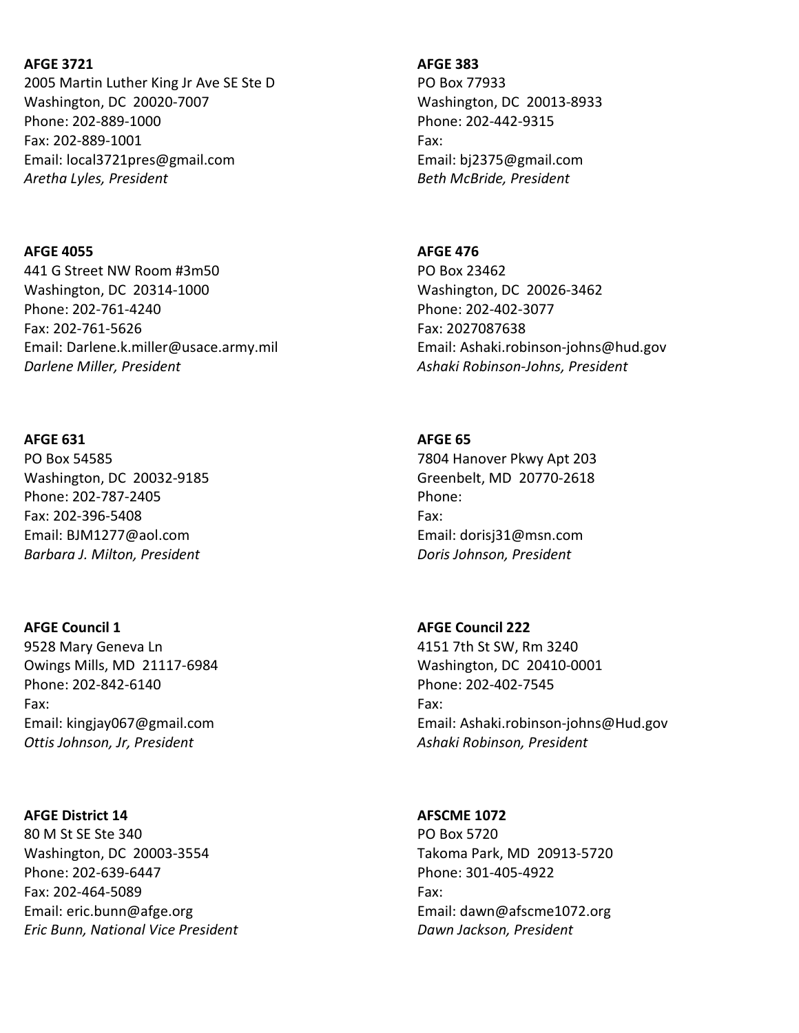**AFGE 3721**
2005 Martin Luther King Jr Ave SE Ste D
Washington, DC 20020-7007
Phone: 202-889-1000
Fax: 202-889-1001
Email: local3721pres@gmail.com
*Aretha Lyles, President*

**AFGE 383**
PO Box 77933
Washington, DC 20013-8933
Phone: 202-442-9315
Fax:
Email: bj2375@gmail.com
*Beth McBride, President*

**AFGE 4055**
441 G Street NW Room #3m50
Washington, DC 20314-1000
Phone: 202-761-4240
Fax: 202-761-5626
Email: Darlene.k.miller@usace.army.mil
*Darlene Miller, President*

**AFGE 476**
PO Box 23462
Washington, DC 20026-3462
Phone: 202-402-3077
Fax: 2027087638
Email: Ashaki.robinson-johns@hud.gov
*Ashaki Robinson-Johns, President*

**AFGE 631**
PO Box 54585
Washington, DC 20032-9185
Phone: 202-787-2405
Fax: 202-396-5408
Email: BJM1277@aol.com
*Barbara J. Milton, President*

**AFGE 65**
7804 Hanover Pkwy Apt 203
Greenbelt, MD 20770-2618
Phone:
Fax:
Email: dorisj31@msn.com
*Doris Johnson, President*

**AFGE Council 1**
9528 Mary Geneva Ln
Owings Mills, MD 21117-6984
Phone: 202-842-6140
Fax:
Email: kingjay067@gmail.com
*Ottis Johnson, Jr, President*

**AFGE Council 222**
4151 7th St SW, Rm 3240
Washington, DC 20410-0001
Phone: 202-402-7545
Fax:
Email: Ashaki.robinson-johns@Hud.gov
*Ashaki Robinson, President*

**AFGE District 14**
80 M St SE Ste 340
Washington, DC 20003-3554
Phone: 202-639-6447
Fax: 202-464-5089
Email: eric.bunn@afge.org
*Eric Bunn, National Vice President*

**AFSCME 1072**
PO Box 5720
Takoma Park, MD 20913-5720
Phone: 301-405-4922
Fax:
Email: dawn@afscme1072.org
*Dawn Jackson, President*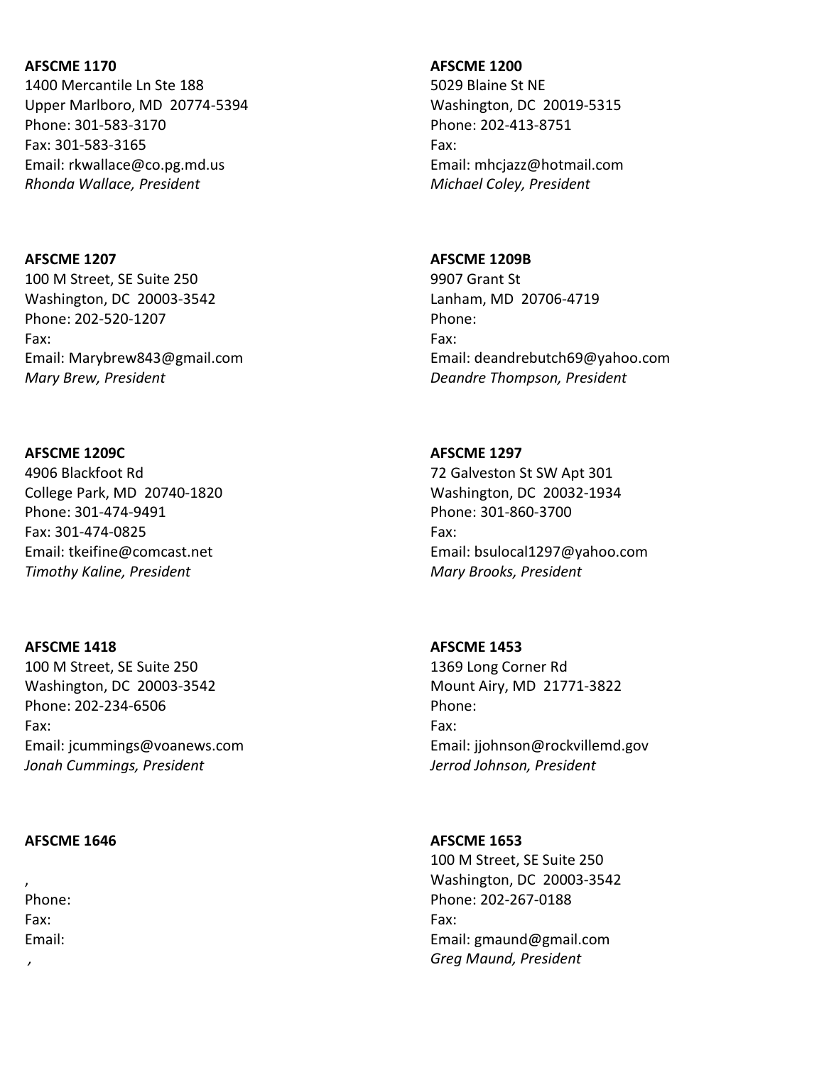**AFSCME 1170**
1400 Mercantile Ln Ste 188
Upper Marlboro, MD  20774-5394
Phone: 301-583-3170
Fax: 301-583-3165
Email: rkwallace@co.pg.md.us
*Rhonda Wallace, President*

**AFSCME 1200**
5029 Blaine St NE
Washington, DC  20019-5315
Phone: 202-413-8751
Fax:
Email: mhcjazz@hotmail.com
*Michael Coley, President*

**AFSCME 1207**
100 M Street, SE Suite 250
Washington, DC  20003-3542
Phone: 202-520-1207
Fax:
Email: Marybrew843@gmail.com
*Mary Brew, President*

**AFSCME 1209B**
9907 Grant St
Lanham, MD  20706-4719
Phone:
Fax:
Email: deandrebutch69@yahoo.com
*Deandre Thompson, President*

**AFSCME 1209C**
4906 Blackfoot Rd
College Park, MD  20740-1820
Phone: 301-474-9491
Fax: 301-474-0825
Email: tkeifine@comcast.net
*Timothy Kaline, President*

**AFSCME 1297**
72 Galveston St SW Apt 301
Washington, DC  20032-1934
Phone: 301-860-3700
Fax:
Email: bsulocal1297@yahoo.com
*Mary Brooks, President*

**AFSCME 1418**
100 M Street, SE Suite 250
Washington, DC  20003-3542
Phone: 202-234-6506
Fax:
Email: jcummings@voanews.com
*Jonah Cummings, President*

**AFSCME 1453**
1369 Long Corner Rd
Mount Airy, MD  21771-3822
Phone:
Fax:
Email: jjohnson@rockvillemd.gov
*Jerrod Johnson, President*

**AFSCME 1646**

,
Phone:
Fax:
Email:
*,*

**AFSCME 1653**
100 M Street, SE Suite 250
Washington, DC  20003-3542
Phone: 202-267-0188
Fax:
Email: gmaund@gmail.com
*Greg Maund, President*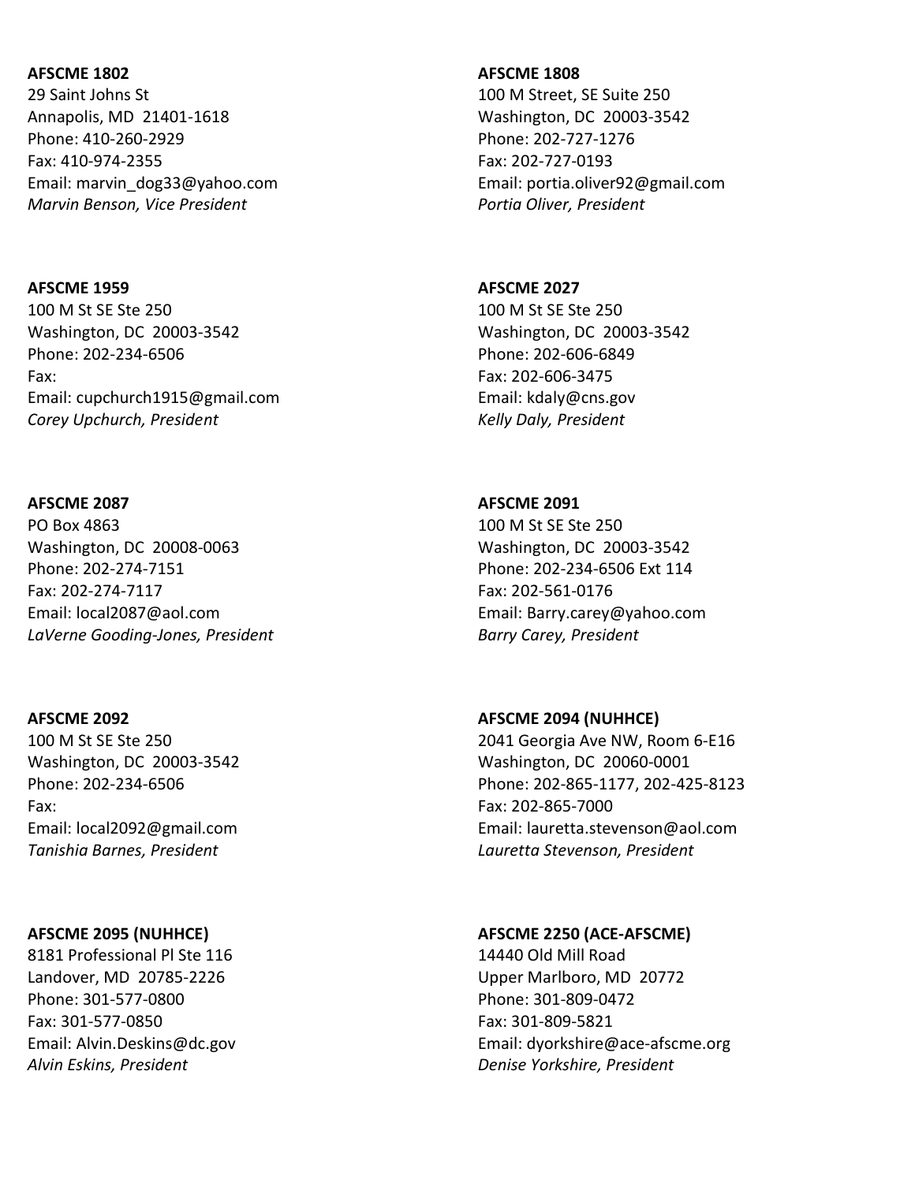**AFSCME 1802**
29 Saint Johns St
Annapolis, MD 21401-1618
Phone: 410-260-2929
Fax: 410-974-2355
Email: marvin_dog33@yahoo.com
*Marvin Benson, Vice President*

**AFSCME 1808**
100 M Street, SE Suite 250
Washington, DC 20003-3542
Phone: 202-727-1276
Fax: 202-727-0193
Email: portia.oliver92@gmail.com
*Portia Oliver, President*

**AFSCME 1959**
100 M St SE Ste 250
Washington, DC 20003-3542
Phone: 202-234-6506
Fax:
Email: cupchurch1915@gmail.com
*Corey Upchurch, President*

**AFSCME 2027**
100 M St SE Ste 250
Washington, DC 20003-3542
Phone: 202-606-6849
Fax: 202-606-3475
Email: kdaly@cns.gov
*Kelly Daly, President*

**AFSCME 2087**
PO Box 4863
Washington, DC 20008-0063
Phone: 202-274-7151
Fax: 202-274-7117
Email: local2087@aol.com
*LaVerne Gooding-Jones, President*

**AFSCME 2091**
100 M St SE Ste 250
Washington, DC 20003-3542
Phone: 202-234-6506 Ext 114
Fax: 202-561-0176
Email: Barry.carey@yahoo.com
*Barry Carey, President*

**AFSCME 2092**
100 M St SE Ste 250
Washington, DC 20003-3542
Phone: 202-234-6506
Fax:
Email: local2092@gmail.com
*Tanishia Barnes, President*

**AFSCME 2094 (NUHHCE)**
2041 Georgia Ave NW, Room 6-E16
Washington, DC 20060-0001
Phone: 202-865-1177, 202-425-8123
Fax: 202-865-7000
Email: lauretta.stevenson@aol.com
*Lauretta Stevenson, President*

**AFSCME 2095 (NUHHCE)**
8181 Professional Pl Ste 116
Landover, MD 20785-2226
Phone: 301-577-0800
Fax: 301-577-0850
Email: Alvin.Deskins@dc.gov
*Alvin Eskins, President*

**AFSCME 2250 (ACE-AFSCME)**
14440 Old Mill Road
Upper Marlboro, MD 20772
Phone: 301-809-0472
Fax: 301-809-5821
Email: dyorkshire@ace-afscme.org
*Denise Yorkshire, President*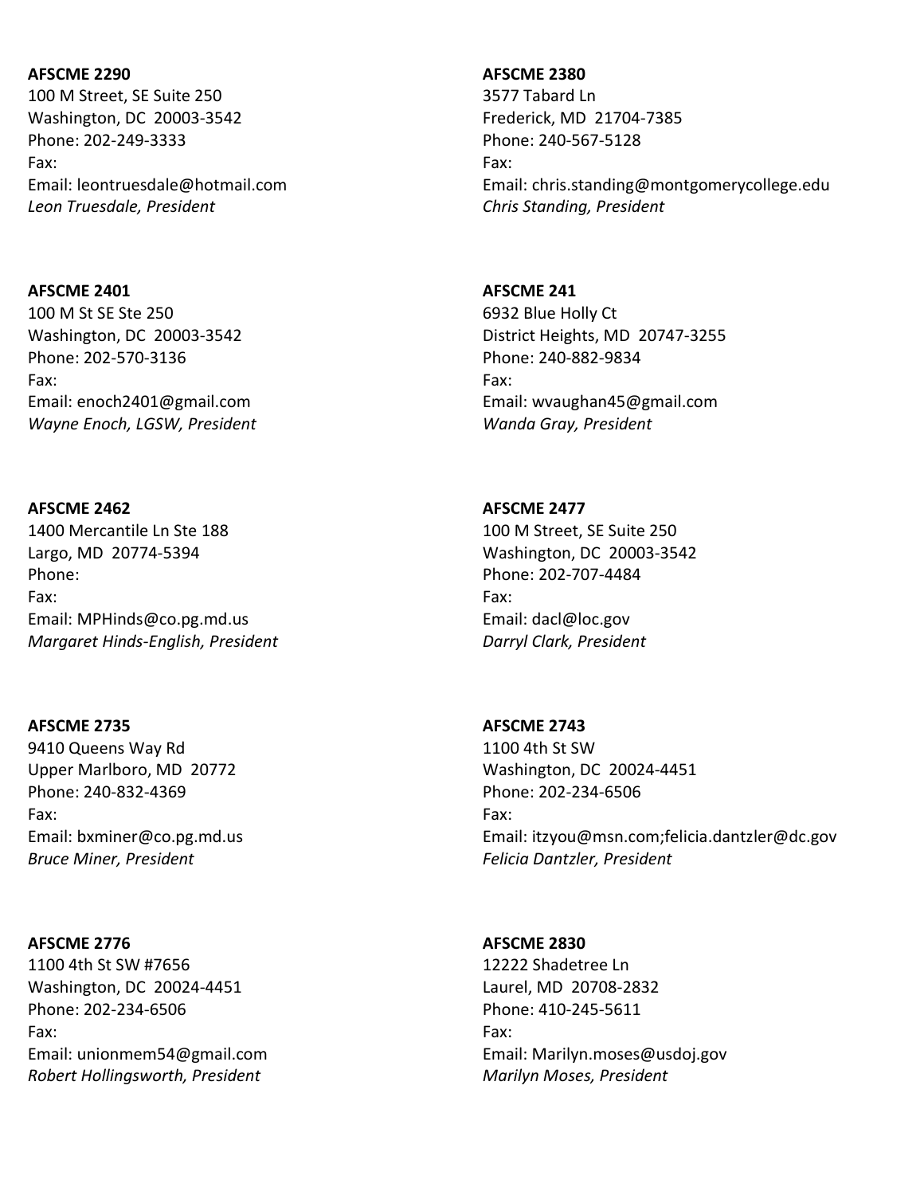**AFSCME 2290**
100 M Street, SE Suite 250
Washington, DC  20003-3542
Phone: 202-249-3333
Fax:
Email: leontruesdale@hotmail.com
*Leon Truesdale, President*

**AFSCME 2380**
3577 Tabard Ln
Frederick, MD  21704-7385
Phone: 240-567-5128
Fax:
Email: chris.standing@montgomerycollege.edu
*Chris Standing, President*

**AFSCME 2401**
100 M St SE Ste 250
Washington, DC  20003-3542
Phone: 202-570-3136
Fax:
Email: enoch2401@gmail.com
*Wayne Enoch, LGSW, President*

**AFSCME 241**
6932 Blue Holly Ct
District Heights, MD  20747-3255
Phone: 240-882-9834
Fax:
Email: wvaughan45@gmail.com
*Wanda Gray, President*

**AFSCME 2462**
1400 Mercantile Ln Ste 188
Largo, MD  20774-5394
Phone:
Fax:
Email: MPHinds@co.pg.md.us
*Margaret Hinds-English, President*

**AFSCME 2477**
100 M Street, SE Suite 250
Washington, DC  20003-3542
Phone: 202-707-4484
Fax:
Email: dacl@loc.gov
*Darryl Clark, President*

**AFSCME 2735**
9410 Queens Way Rd
Upper Marlboro, MD  20772
Phone: 240-832-4369
Fax:
Email: bxminer@co.pg.md.us
*Bruce Miner, President*

**AFSCME 2743**
1100 4th St SW
Washington, DC  20024-4451
Phone: 202-234-6506
Fax:
Email: itzyou@msn.com;felicia.dantzler@dc.gov
*Felicia Dantzler, President*

**AFSCME 2776**
1100 4th St SW #7656
Washington, DC  20024-4451
Phone: 202-234-6506
Fax:
Email: unionmem54@gmail.com
*Robert Hollingsworth, President*

**AFSCME 2830**
12222 Shadetree Ln
Laurel, MD  20708-2832
Phone: 410-245-5611
Fax:
Email: Marilyn.moses@usdoj.gov
*Marilyn Moses, President*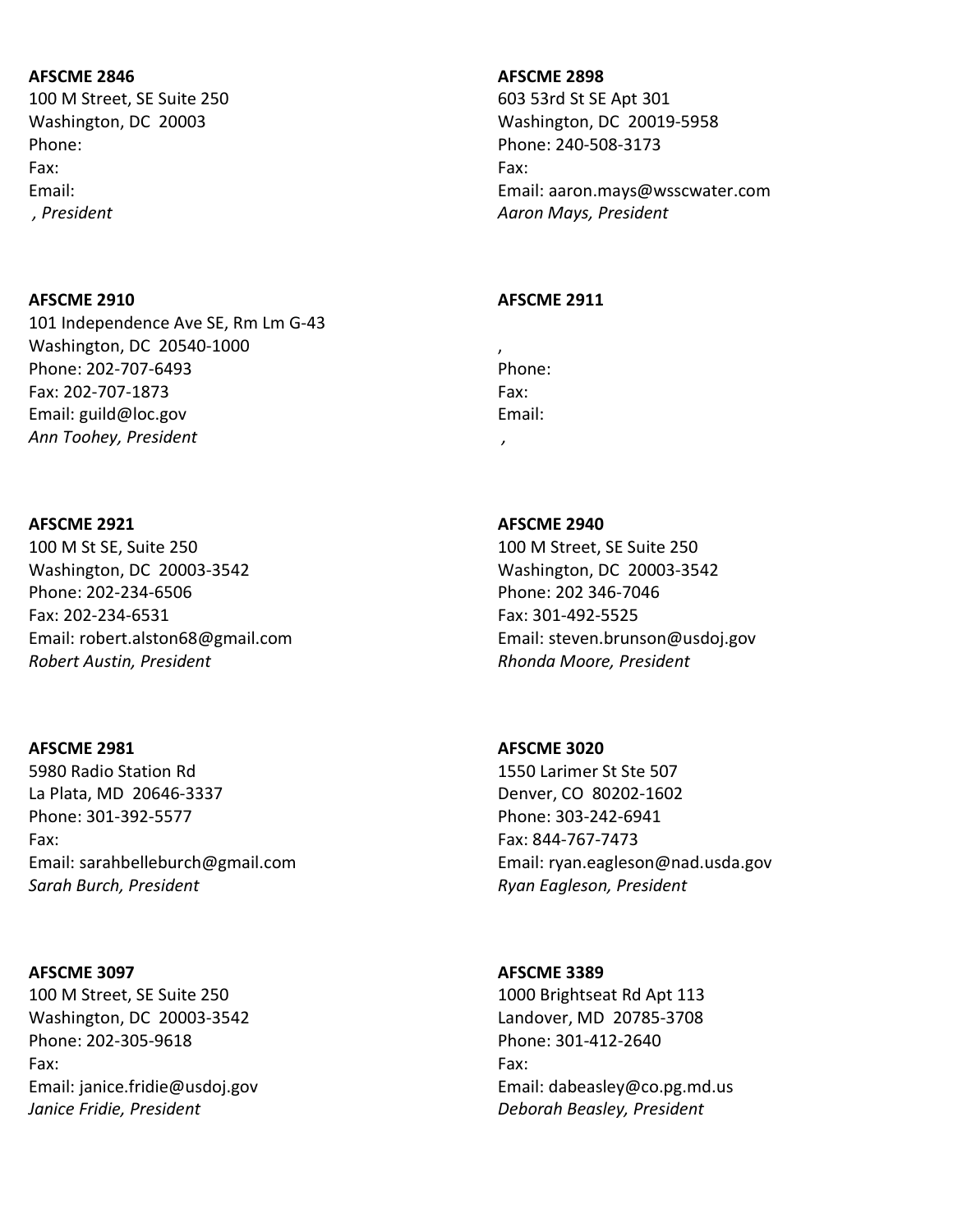**AFSCME 2846**
100 M Street, SE Suite 250
Washington, DC 20003
Phone:
Fax:
Email:
*, President*

**AFSCME 2898**
603 53rd St SE Apt 301
Washington, DC 20019-5958
Phone: 240-508-3173
Fax:
Email: aaron.mays@wsscwater.com
*Aaron Mays, President*

**AFSCME 2910**
101 Independence Ave SE, Rm Lm G-43
Washington, DC 20540-1000
Phone: 202-707-6493
Fax: 202-707-1873
Email: guild@loc.gov
*Ann Toohey, President*

**AFSCME 2911**

,
Phone:
Fax:
Email:
*,*

**AFSCME 2921**
100 M St SE, Suite 250
Washington, DC 20003-3542
Phone: 202-234-6506
Fax: 202-234-6531
Email: robert.alston68@gmail.com
*Robert Austin, President*

**AFSCME 2940**
100 M Street, SE Suite 250
Washington, DC 20003-3542
Phone: 202 346-7046
Fax: 301-492-5525
Email: steven.brunson@usdoj.gov
*Rhonda Moore, President*

**AFSCME 2981**
5980 Radio Station Rd
La Plata, MD 20646-3337
Phone: 301-392-5577
Fax:
Email: sarahbelleburch@gmail.com
*Sarah Burch, President*

**AFSCME 3020**
1550 Larimer St Ste 507
Denver, CO 80202-1602
Phone: 303-242-6941
Fax: 844-767-7473
Email: ryan.eagleson@nad.usda.gov
*Ryan Eagleson, President*

**AFSCME 3097**
100 M Street, SE Suite 250
Washington, DC 20003-3542
Phone: 202-305-9618
Fax:
Email: janice.fridie@usdoj.gov
*Janice Fridie, President*

**AFSCME 3389**
1000 Brightseat Rd Apt 113
Landover, MD 20785-3708
Phone: 301-412-2640
Fax:
Email: dabeasley@co.pg.md.us
*Deborah Beasley, President*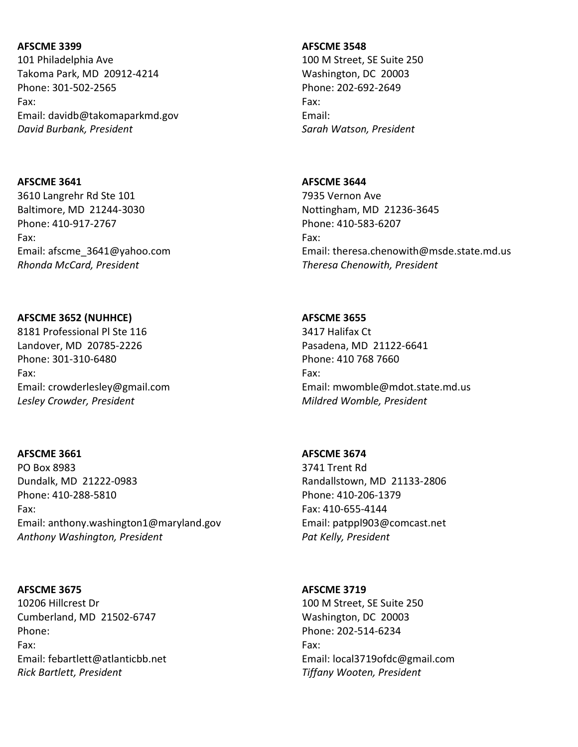**AFSCME 3399**
101 Philadelphia Ave
Takoma Park, MD 20912-4214
Phone: 301-502-2565
Fax:
Email: davidb@takomaparkmd.gov
*David Burbank, President*

**AFSCME 3548**
100 M Street, SE Suite 250
Washington, DC 20003
Phone: 202-692-2649
Fax:
Email:
*Sarah Watson, President*

**AFSCME 3641**
3610 Langrehr Rd Ste 101
Baltimore, MD 21244-3030
Phone: 410-917-2767
Fax:
Email: afscme_3641@yahoo.com
*Rhonda McCard, President*

**AFSCME 3644**
7935 Vernon Ave
Nottingham, MD 21236-3645
Phone: 410-583-6207
Fax:
Email: theresa.chenowith@msde.state.md.us
*Theresa Chenowith, President*

**AFSCME 3652 (NUHHCE)**
8181 Professional Pl Ste 116
Landover, MD 20785-2226
Phone: 301-310-6480
Fax:
Email: crowderlesley@gmail.com
*Lesley Crowder, President*

**AFSCME 3655**
3417 Halifax Ct
Pasadena, MD 21122-6641
Phone: 410 768 7660
Fax:
Email: mwomble@mdot.state.md.us
*Mildred Womble, President*

**AFSCME 3661**
PO Box 8983
Dundalk, MD 21222-0983
Phone: 410-288-5810
Fax:
Email: anthony.washington1@maryland.gov
*Anthony Washington, President*

**AFSCME 3674**
3741 Trent Rd
Randallstown, MD 21133-2806
Phone: 410-206-1379
Fax: 410-655-4144
Email: patppl903@comcast.net
*Pat Kelly, President*

**AFSCME 3675**
10206 Hillcrest Dr
Cumberland, MD 21502-6747
Phone:
Fax:
Email: febartlett@atlanticbb.net
*Rick Bartlett, President*

**AFSCME 3719**
100 M Street, SE Suite 250
Washington, DC 20003
Phone: 202-514-6234
Fax:
Email: local3719ofdc@gmail.com
*Tiffany Wooten, President*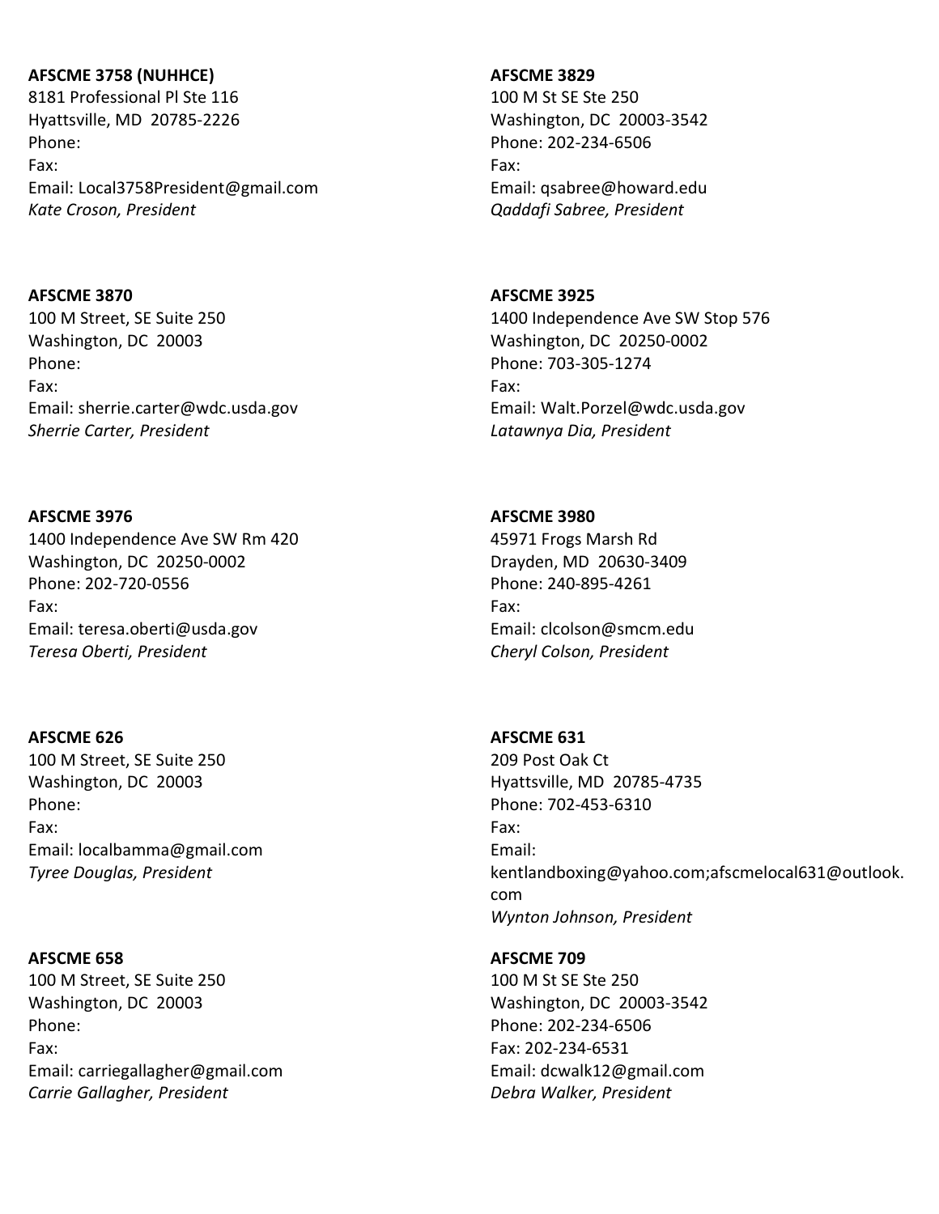**AFSCME 3758 (NUHHCE)**
8181 Professional Pl Ste 116
Hyattsville, MD  20785-2226
Phone:
Fax:
Email: Local3758President@gmail.com
*Kate Croson, President*

**AFSCME 3829**
100 M St SE Ste 250
Washington, DC  20003-3542
Phone: 202-234-6506
Fax:
Email: qsabree@howard.edu
*Qaddafi Sabree, President*

**AFSCME 3870**
100 M Street, SE Suite 250
Washington, DC  20003
Phone:
Fax:
Email: sherrie.carter@wdc.usda.gov
*Sherrie Carter, President*

**AFSCME 3925**
1400 Independence Ave SW Stop 576
Washington, DC  20250-0002
Phone: 703-305-1274
Fax:
Email: Walt.Porzel@wdc.usda.gov
*Latawnya Dia, President*

**AFSCME 3976**
1400 Independence Ave SW Rm 420
Washington, DC  20250-0002
Phone: 202-720-0556
Fax:
Email: teresa.oberti@usda.gov
*Teresa Oberti, President*

**AFSCME 3980**
45971 Frogs Marsh Rd
Drayden, MD  20630-3409
Phone: 240-895-4261
Fax:
Email: clcolson@smcm.edu
*Cheryl Colson, President*

**AFSCME 626**
100 M Street, SE Suite 250
Washington, DC  20003
Phone:
Fax:
Email: localbamma@gmail.com
*Tyree Douglas, President*

**AFSCME 631**
209 Post Oak Ct
Hyattsville, MD  20785-4735
Phone: 702-453-6310
Fax:
Email: kentlandboxing@yahoo.com;afscmelocal631@outlook.com
*Wynton Johnson, President*

**AFSCME 658**
100 M Street, SE Suite 250
Washington, DC  20003
Phone:
Fax:
Email: carriegallagher@gmail.com
*Carrie Gallagher, President*

**AFSCME 709**
100 M St SE Ste 250
Washington, DC  20003-3542
Phone: 202-234-6506
Fax: 202-234-6531
Email: dcwalk12@gmail.com
*Debra Walker, President*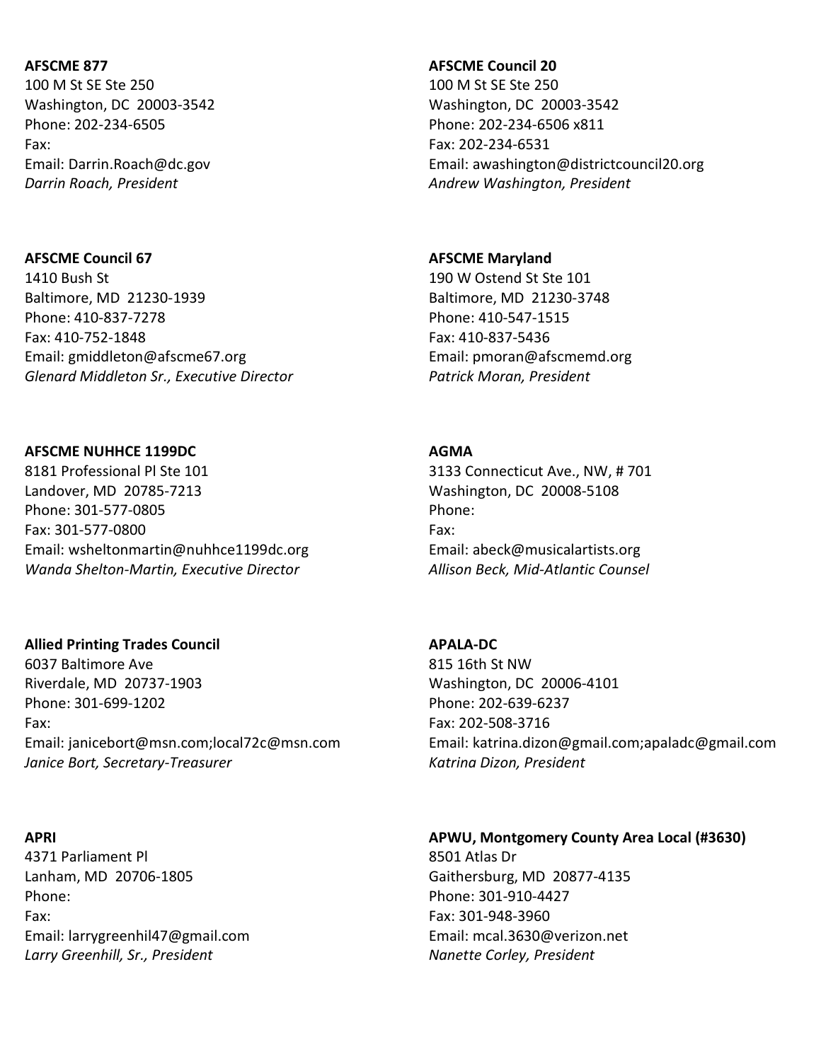**AFSCME 877**
100 M St SE Ste 250
Washington, DC 20003-3542
Phone: 202-234-6505
Fax:
Email: Darrin.Roach@dc.gov
*Darrin Roach, President*

**AFSCME Council 20**
100 M St SE Ste 250
Washington, DC 20003-3542
Phone: 202-234-6506 x811
Fax: 202-234-6531
Email: awashington@districtcouncil20.org
*Andrew Washington, President*

**AFSCME Council 67**
1410 Bush St
Baltimore, MD 21230-1939
Phone: 410-837-7278
Fax: 410-752-1848
Email: gmiddleton@afscme67.org
*Glenard Middleton Sr., Executive Director*

**AFSCME Maryland**
190 W Ostend St Ste 101
Baltimore, MD 21230-3748
Phone: 410-547-1515
Fax: 410-837-5436
Email: pmoran@afscmemd.org
*Patrick Moran, President*

**AFSCME NUHHCE 1199DC**
8181 Professional Pl Ste 101
Landover, MD 20785-7213
Phone: 301-577-0805
Fax: 301-577-0800
Email: wsheltonmartin@nuhhce1199dc.org
*Wanda Shelton-Martin, Executive Director*

**AGMA**
3133 Connecticut Ave., NW, # 701
Washington, DC 20008-5108
Phone:
Fax:
Email: abeck@musicalartists.org
*Allison Beck, Mid-Atlantic Counsel*

**Allied Printing Trades Council**
6037 Baltimore Ave
Riverdale, MD 20737-1903
Phone: 301-699-1202
Fax:
Email: janicebort@msn.com;local72c@msn.com
*Janice Bort, Secretary-Treasurer*

**APALA-DC**
815 16th St NW
Washington, DC 20006-4101
Phone: 202-639-6237
Fax: 202-508-3716
Email: katrina.dizon@gmail.com;apaladc@gmail.com
*Katrina Dizon, President*

**APRI**
4371 Parliament Pl
Lanham, MD 20706-1805
Phone:
Fax:
Email: larrygreenhil47@gmail.com
*Larry Greenhill, Sr., President*

**APWU, Montgomery County Area Local (#3630)**
8501 Atlas Dr
Gaithersburg, MD 20877-4135
Phone: 301-910-4427
Fax: 301-948-3960
Email: mcal.3630@verizon.net
*Nanette Corley, President*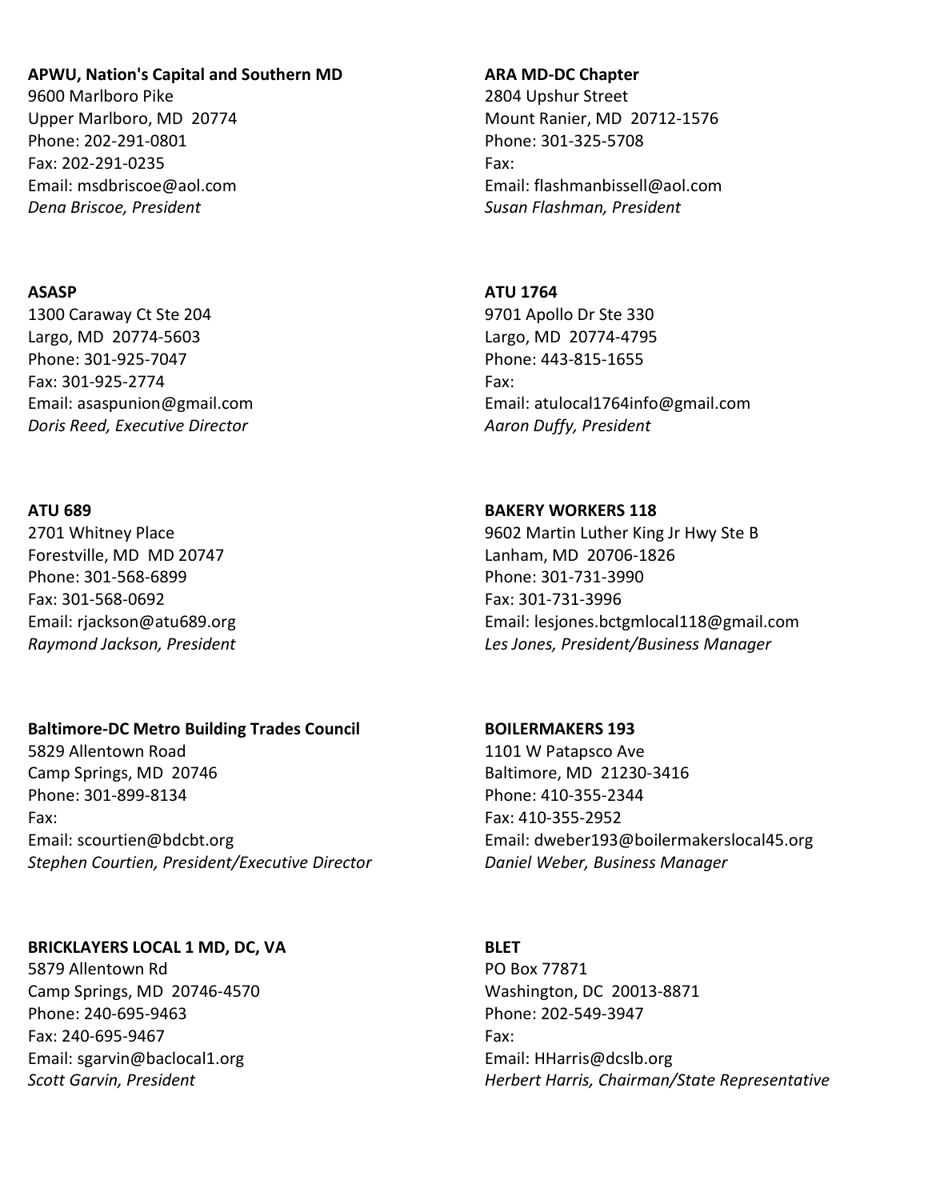**APWU, Nation's Capital and Southern MD**
9600 Marlboro Pike
Upper Marlboro, MD 20774
Phone: 202-291-0801
Fax: 202-291-0235
Email: msdbriscoe@aol.com
*Dena Briscoe, President*

**ARA MD-DC Chapter**
2804 Upshur Street
Mount Ranier, MD 20712-1576
Phone: 301-325-5708
Fax:
Email: flashmanbissell@aol.com
*Susan Flashman, President*

**ASASP**
1300 Caraway Ct Ste 204
Largo, MD 20774-5603
Phone: 301-925-7047
Fax: 301-925-2774
Email: asaspunion@gmail.com
*Doris Reed, Executive Director*

**ATU 1764**
9701 Apollo Dr Ste 330
Largo, MD 20774-4795
Phone: 443-815-1655
Fax:
Email: atulocal1764info@gmail.com
*Aaron Duffy, President*

**ATU 689**
2701 Whitney Place
Forestville, MD MD 20747
Phone: 301-568-6899
Fax: 301-568-0692
Email: rjackson@atu689.org
*Raymond Jackson, President*

**BAKERY WORKERS 118**
9602 Martin Luther King Jr Hwy Ste B
Lanham, MD 20706-1826
Phone: 301-731-3990
Fax: 301-731-3996
Email: lesjones.bctgmlocal118@gmail.com
*Les Jones, President/Business Manager*

**Baltimore-DC Metro Building Trades Council**
5829 Allentown Road
Camp Springs, MD 20746
Phone: 301-899-8134
Fax:
Email: scourtien@bdcbt.org
*Stephen Courtien, President/Executive Director*

**BOILERMAKERS 193**
1101 W Patapsco Ave
Baltimore, MD 21230-3416
Phone: 410-355-2344
Fax: 410-355-2952
Email: dweber193@boilermakerslocal45.org
*Daniel Weber, Business Manager*

**BRICKLAYERS LOCAL 1 MD, DC, VA**
5879 Allentown Rd
Camp Springs, MD 20746-4570
Phone: 240-695-9463
Fax: 240-695-9467
Email: sgarvin@baclocal1.org
*Scott Garvin, President*

**BLET**
PO Box 77871
Washington, DC 20013-8871
Phone: 202-549-3947
Fax:
Email: HHarris@dcslb.org
*Herbert Harris, Chairman/State Representative*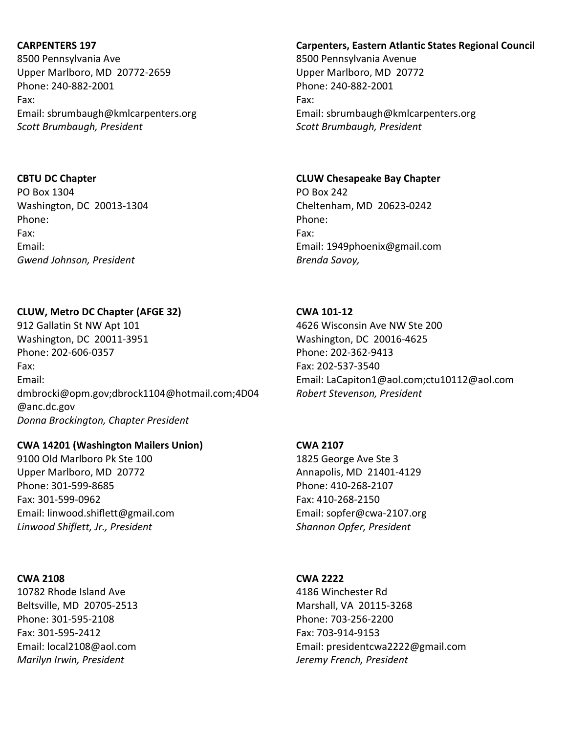**CARPENTERS 197**
8500 Pennsylvania Ave
Upper Marlboro, MD  20772-2659
Phone: 240-882-2001
Fax:
Email: sbrumbaugh@kmlcarpenters.org
*Scott Brumbaugh, President*

**Carpenters, Eastern Atlantic States Regional Council**
8500 Pennsylvania Avenue
Upper Marlboro, MD  20772
Phone: 240-882-2001
Fax:
Email: sbrumbaugh@kmlcarpenters.org
*Scott Brumbaugh, President*

**CBTU DC Chapter**
PO Box 1304
Washington, DC  20013-1304
Phone:
Fax:
Email:
*Gwend Johnson, President*

**CLUW Chesapeake Bay Chapter**
PO Box 242
Cheltenham, MD  20623-0242
Phone:
Fax:
Email: 1949phoenix@gmail.com
*Brenda Savoy,*

**CLUW, Metro DC Chapter (AFGE 32)**
912 Gallatin St NW Apt 101
Washington, DC  20011-3951
Phone: 202-606-0357
Fax:
Email:
dmbrocki@opm.gov;dbrock1104@hotmail.com;4D04@anc.dc.gov
*Donna Brockington, Chapter President*

**CWA 101-12**
4626 Wisconsin Ave NW Ste 200
Washington, DC  20016-4625
Phone: 202-362-9413
Fax: 202-537-3540
Email: LaCapiton1@aol.com;ctu10112@aol.com
*Robert Stevenson, President*

**CWA 14201 (Washington Mailers Union)**
9100 Old Marlboro Pk Ste 100
Upper Marlboro, MD  20772
Phone: 301-599-8685
Fax: 301-599-0962
Email: linwood.shiflett@gmail.com
*Linwood Shiflett, Jr., President*

**CWA 2107**
1825 George Ave Ste 3
Annapolis, MD  21401-4129
Phone: 410-268-2107
Fax: 410-268-2150
Email: sopfer@cwa-2107.org
*Shannon Opfer, President*

**CWA 2108**
10782 Rhode Island Ave
Beltsville, MD  20705-2513
Phone: 301-595-2108
Fax: 301-595-2412
Email: local2108@aol.com
*Marilyn Irwin, President*

**CWA 2222**
4186 Winchester Rd
Marshall, VA  20115-3268
Phone: 703-256-2200
Fax: 703-914-9153
Email: presidentcwa2222@gmail.com
*Jeremy French, President*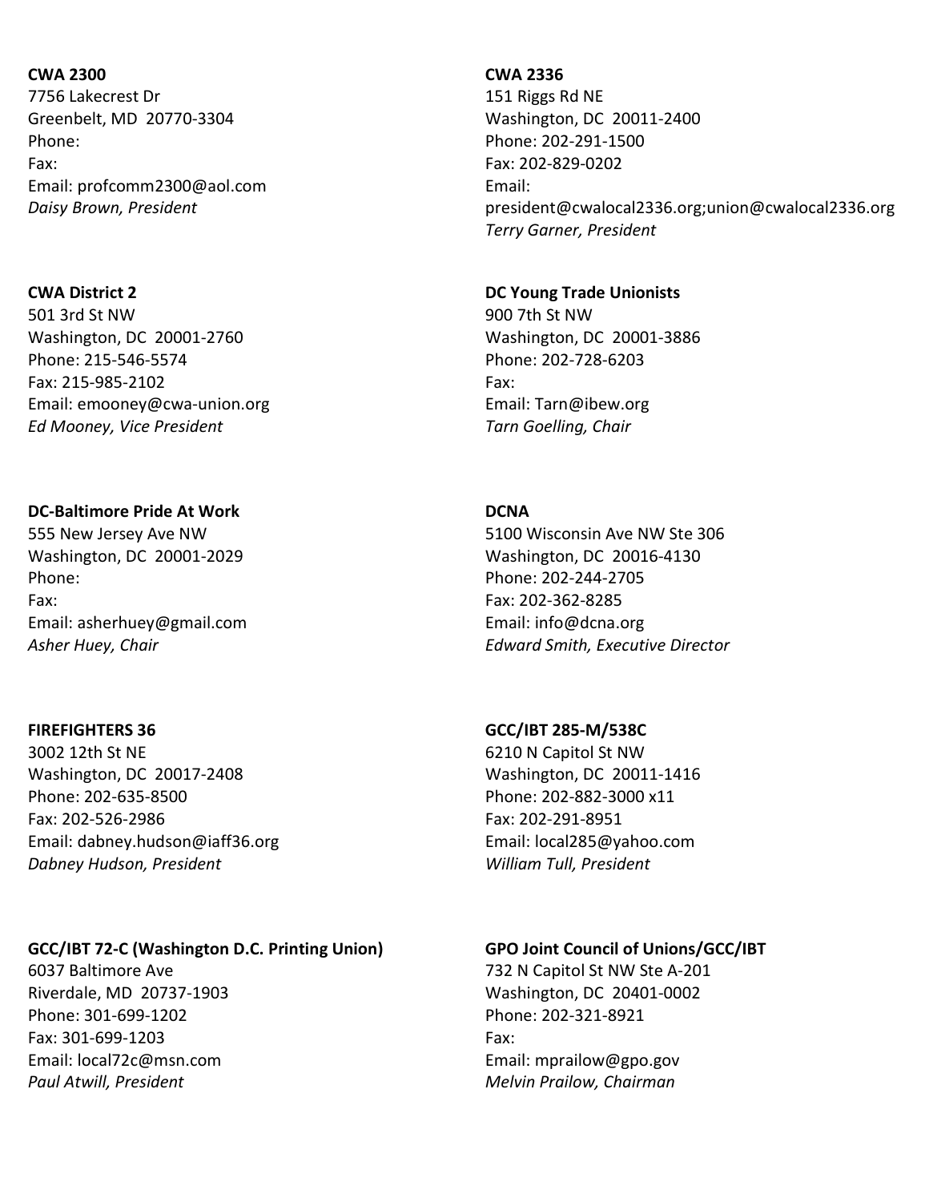**CWA 2300**
7756 Lakecrest Dr
Greenbelt, MD 20770-3304
Phone:
Fax:
Email: profcomm2300@aol.com
*Daisy Brown, President*

**CWA 2336**
151 Riggs Rd NE
Washington, DC 20011-2400
Phone: 202-291-1500
Fax: 202-829-0202
Email:
president@cwalocal2336.org;union@cwalocal2336.org
*Terry Garner, President*

**CWA District 2**
501 3rd St NW
Washington, DC 20001-2760
Phone: 215-546-5574
Fax: 215-985-2102
Email: emooney@cwa-union.org
*Ed Mooney, Vice President*

**DC Young Trade Unionists**
900 7th St NW
Washington, DC 20001-3886
Phone: 202-728-6203
Fax:
Email: Tarn@ibew.org
*Tarn Goelling, Chair*

**DC-Baltimore Pride At Work**
555 New Jersey Ave NW
Washington, DC 20001-2029
Phone:
Fax:
Email: asherhuey@gmail.com
*Asher Huey, Chair*

**DCNA**
5100 Wisconsin Ave NW Ste 306
Washington, DC 20016-4130
Phone: 202-244-2705
Fax: 202-362-8285
Email: info@dcna.org
*Edward Smith, Executive Director*

**FIREFIGHTERS 36**
3002 12th St NE
Washington, DC 20017-2408
Phone: 202-635-8500
Fax: 202-526-2986
Email: dabney.hudson@iaff36.org
*Dabney Hudson, President*

**GCC/IBT 285-M/538C**
6210 N Capitol St NW
Washington, DC 20011-1416
Phone: 202-882-3000 x11
Fax: 202-291-8951
Email: local285@yahoo.com
*William Tull, President*

**GCC/IBT 72-C (Washington D.C. Printing Union)**
6037 Baltimore Ave
Riverdale, MD 20737-1903
Phone: 301-699-1202
Fax: 301-699-1203
Email: local72c@msn.com
*Paul Atwill, President*

**GPO Joint Council of Unions/GCC/IBT**
732 N Capitol St NW Ste A-201
Washington, DC 20401-0002
Phone: 202-321-8921
Fax:
Email: mprailow@gpo.gov
*Melvin Prailow, Chairman*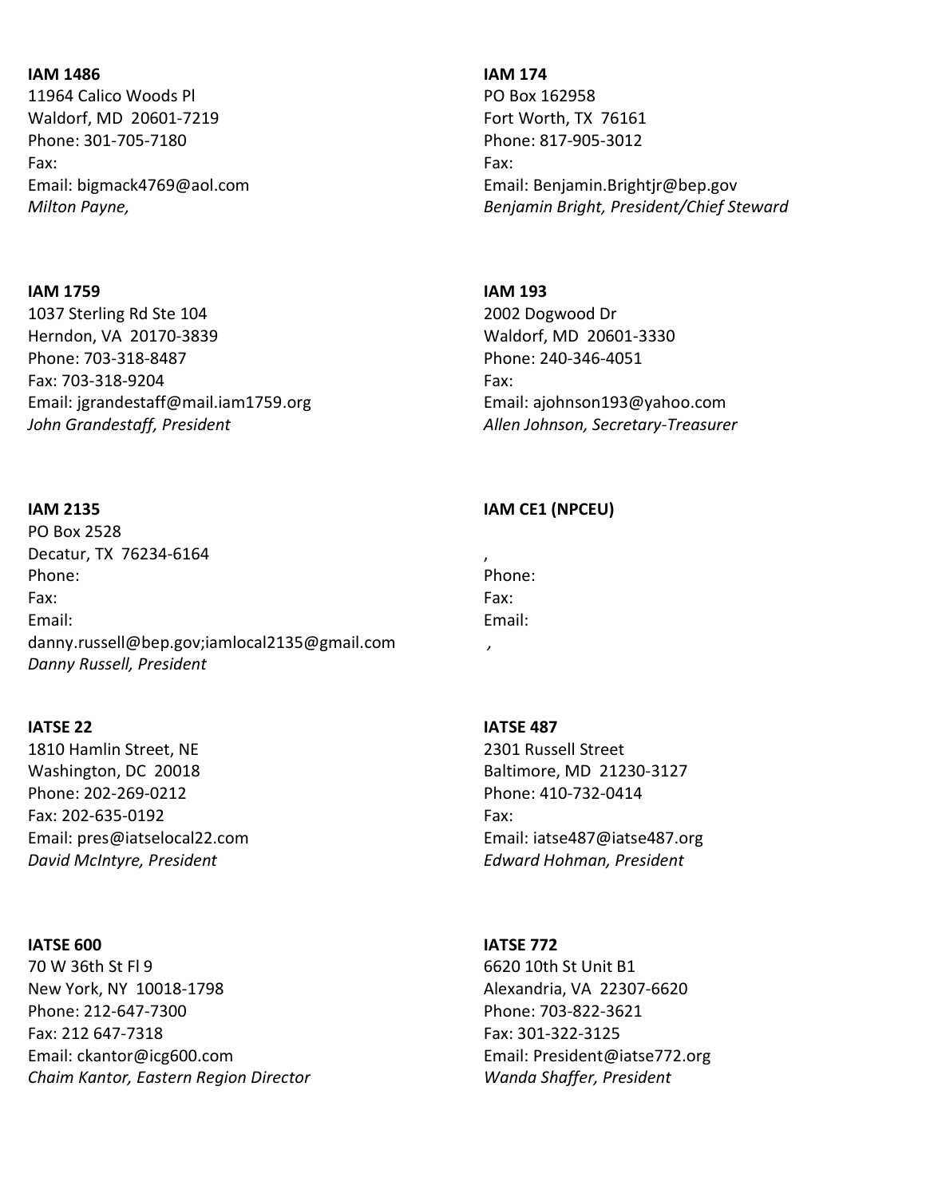**IAM 1486**
11964 Calico Woods Pl
Waldorf, MD  20601-7219
Phone: 301-705-7180
Fax:
Email: bigmack4769@aol.com
*Milton Payne,*

**IAM 174**
PO Box 162958
Fort Worth, TX  76161
Phone: 817-905-3012
Fax:
Email: Benjamin.Brightjr@bep.gov
*Benjamin Bright, President/Chief Steward*

**IAM 1759**
1037 Sterling Rd Ste 104
Herndon, VA  20170-3839
Phone: 703-318-8487
Fax: 703-318-9204
Email: jgrandestaff@mail.iam1759.org
*John Grandestaff, President*

**IAM 193**
2002 Dogwood Dr
Waldorf, MD  20601-3330
Phone: 240-346-4051
Fax:
Email: ajohnson193@yahoo.com
*Allen Johnson, Secretary-Treasurer*

**IAM 2135**
PO Box 2528
Decatur, TX  76234-6164
Phone:
Fax:
Email:
danny.russell@bep.gov;iamlocal2135@gmail.com
*Danny Russell, President*

**IAM CE1 (NPCEU)**

,
Phone:
Fax:
Email:
*,*

**IATSE 22**
1810 Hamlin Street, NE
Washington, DC  20018
Phone: 202-269-0212
Fax: 202-635-0192
Email: pres@iatselocal22.com
*David McIntyre, President*

**IATSE 487**
2301 Russell Street
Baltimore, MD  21230-3127
Phone: 410-732-0414
Fax:
Email: iatse487@iatse487.org
*Edward Hohman, President*

**IATSE 600**
70 W 36th St Fl 9
New York, NY  10018-1798
Phone: 212-647-7300
Fax: 212 647-7318
Email: ckantor@icg600.com
*Chaim Kantor, Eastern Region Director*

**IATSE 772**
6620 10th St Unit B1
Alexandria, VA  22307-6620
Phone: 703-822-3621
Fax: 301-322-3125
Email: President@iatse772.org
*Wanda Shaffer, President*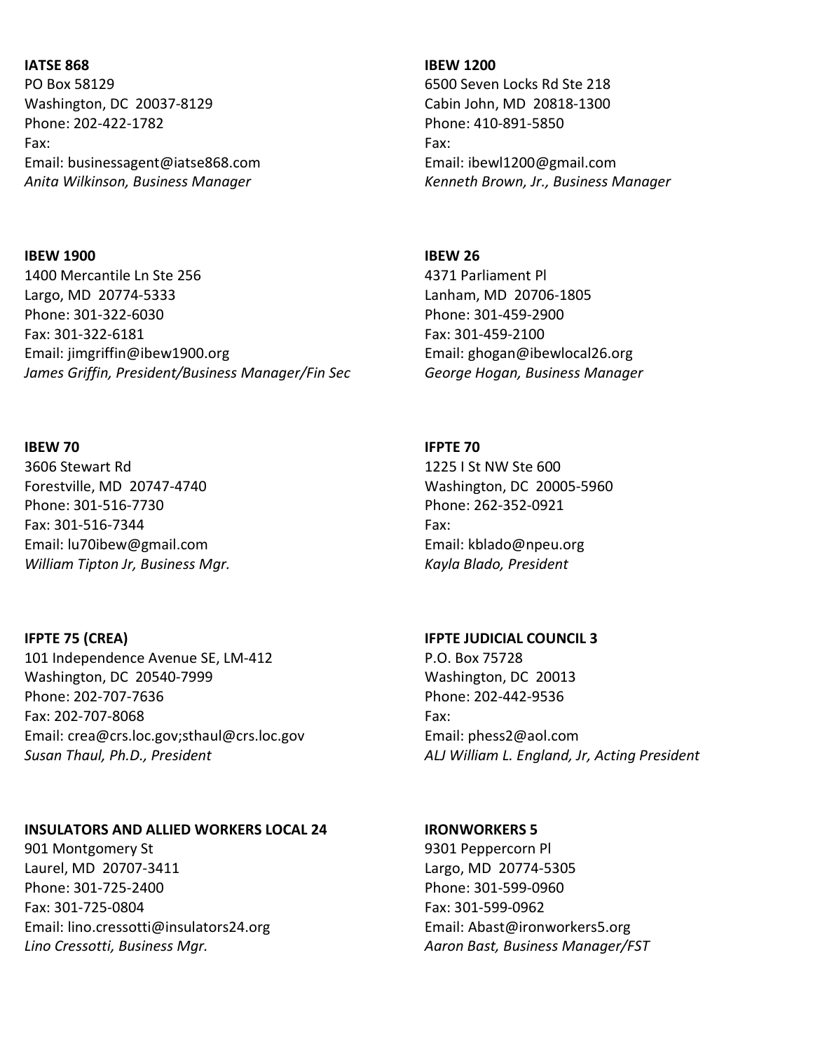**IATSE 868**
PO Box 58129
Washington, DC 20037-8129
Phone: 202-422-1782
Fax:
Email: businessagent@iatse868.com
*Anita Wilkinson, Business Manager*

**IBEW 1200**
6500 Seven Locks Rd Ste 218
Cabin John, MD 20818-1300
Phone: 410-891-5850
Fax:
Email: ibewl1200@gmail.com
*Kenneth Brown, Jr., Business Manager*

**IBEW 1900**
1400 Mercantile Ln Ste 256
Largo, MD 20774-5333
Phone: 301-322-6030
Fax: 301-322-6181
Email: jimgriffin@ibew1900.org
*James Griffin, President/Business Manager/Fin Sec*

**IBEW 26**
4371 Parliament Pl
Lanham, MD 20706-1805
Phone: 301-459-2900
Fax: 301-459-2100
Email: ghogan@ibewlocal26.org
*George Hogan, Business Manager*

**IBEW 70**
3606 Stewart Rd
Forestville, MD 20747-4740
Phone: 301-516-7730
Fax: 301-516-7344
Email: lu70ibew@gmail.com
*William Tipton Jr, Business Mgr.*

**IFPTE 70**
1225 I St NW Ste 600
Washington, DC 20005-5960
Phone: 262-352-0921
Fax:
Email: kblado@npeu.org
*Kayla Blado, President*

**IFPTE 75 (CREA)**
101 Independence Avenue SE, LM-412
Washington, DC 20540-7999
Phone: 202-707-7636
Fax: 202-707-8068
Email: crea@crs.loc.gov;sthaul@crs.loc.gov
*Susan Thaul, Ph.D., President*

**IFPTE JUDICIAL COUNCIL 3**
P.O. Box 75728
Washington, DC 20013
Phone: 202-442-9536
Fax:
Email: phess2@aol.com
*ALJ William L. England, Jr, Acting President*

**INSULATORS AND ALLIED WORKERS LOCAL 24**
901 Montgomery St
Laurel, MD 20707-3411
Phone: 301-725-2400
Fax: 301-725-0804
Email: lino.cressotti@insulators24.org
*Lino Cressotti, Business Mgr.*

**IRONWORKERS 5**
9301 Peppercorn Pl
Largo, MD 20774-5305
Phone: 301-599-0960
Fax: 301-599-0962
Email: Abast@ironworkers5.org
*Aaron Bast, Business Manager/FST*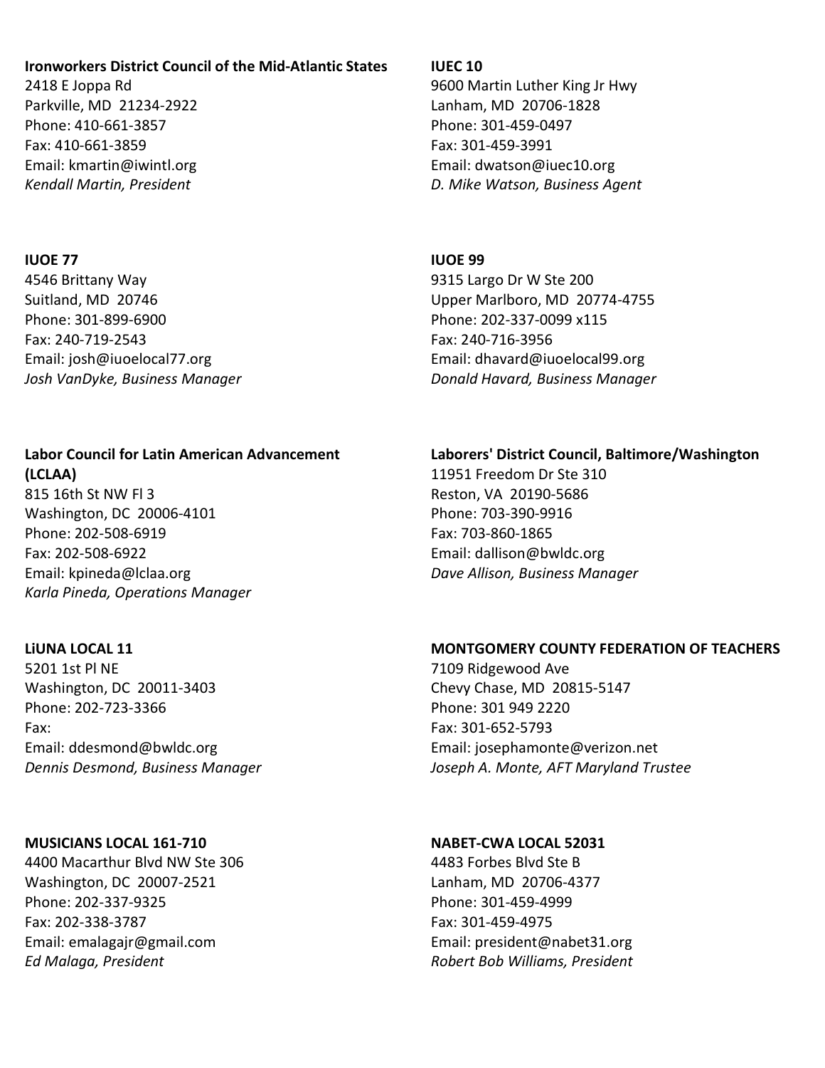**Ironworkers District Council of the Mid-Atlantic States**
2418 E Joppa Rd
Parkville, MD 21234-2922
Phone: 410-661-3857
Fax: 410-661-3859
Email: kmartin@iwintl.org
*Kendall Martin, President*

**IUEC 10**
9600 Martin Luther King Jr Hwy
Lanham, MD 20706-1828
Phone: 301-459-0497
Fax: 301-459-3991
Email: dwatson@iuec10.org
*D. Mike Watson, Business Agent*

**IUOE 77**
4546 Brittany Way
Suitland, MD 20746
Phone: 301-899-6900
Fax: 240-719-2543
Email: josh@iuoelocal77.org
*Josh VanDyke, Business Manager*

**IUOE 99**
9315 Largo Dr W Ste 200
Upper Marlboro, MD 20774-4755
Phone: 202-337-0099 x115
Fax: 240-716-3956
Email: dhavard@iuoelocal99.org
*Donald Havard, Business Manager*

**Labor Council for Latin American Advancement (LCLAA)**
815 16th St NW Fl 3
Washington, DC 20006-4101
Phone: 202-508-6919
Fax: 202-508-6922
Email: kpineda@lclaa.org
*Karla Pineda, Operations Manager*

**Laborers' District Council, Baltimore/Washington**
11951 Freedom Dr Ste 310
Reston, VA 20190-5686
Phone: 703-390-9916
Fax: 703-860-1865
Email: dallison@bwldc.org
*Dave Allison, Business Manager*

**LiUNA LOCAL 11**
5201 1st Pl NE
Washington, DC 20011-3403
Phone: 202-723-3366
Fax:
Email: ddesmond@bwldc.org
*Dennis Desmond, Business Manager*

**MONTGOMERY COUNTY FEDERATION OF TEACHERS**
7109 Ridgewood Ave
Chevy Chase, MD 20815-5147
Phone: 301 949 2220
Fax: 301-652-5793
Email: josephamonte@verizon.net
*Joseph A. Monte, AFT Maryland Trustee*

**MUSICIANS LOCAL 161-710**
4400 Macarthur Blvd NW Ste 306
Washington, DC 20007-2521
Phone: 202-337-9325
Fax: 202-338-3787
Email: emalagajr@gmail.com
*Ed Malaga, President*

**NABET-CWA LOCAL 52031**
4483 Forbes Blvd Ste B
Lanham, MD 20706-4377
Phone: 301-459-4999
Fax: 301-459-4975
Email: president@nabet31.org
*Robert Bob Williams, President*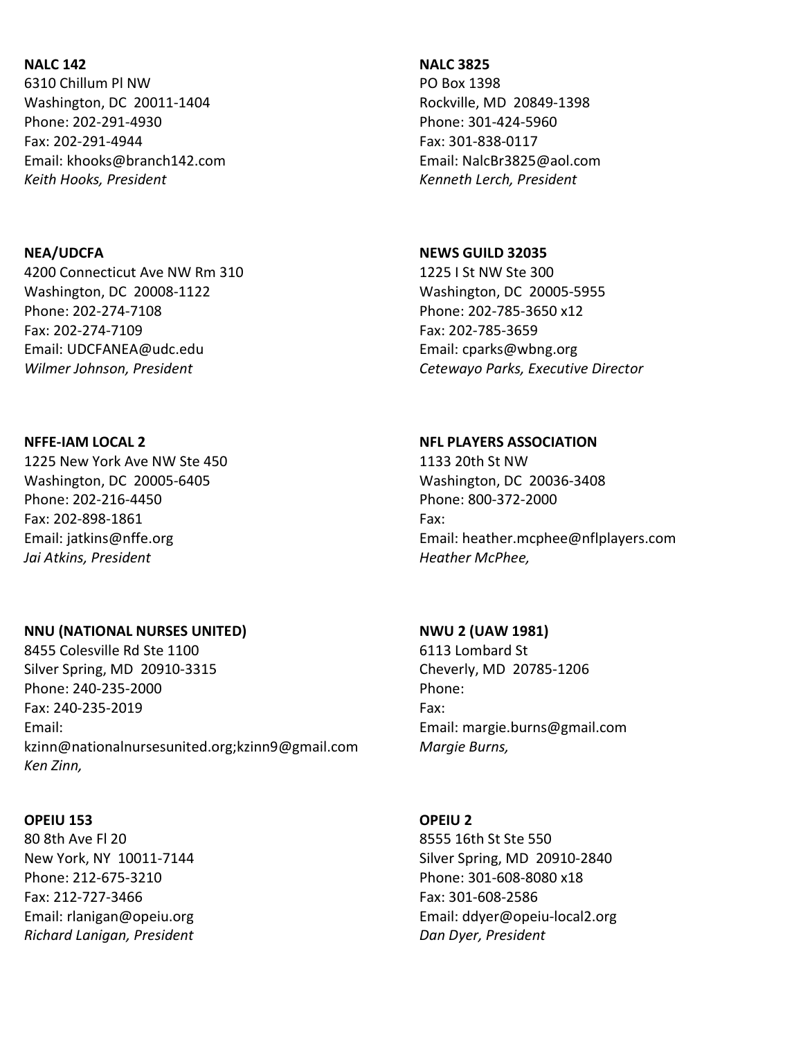**NALC 142**
6310 Chillum Pl NW
Washington, DC 20011-1404
Phone: 202-291-4930
Fax: 202-291-4944
Email: khooks@branch142.com
*Keith Hooks, President*

**NALC 3825**
PO Box 1398
Rockville, MD 20849-1398
Phone: 301-424-5960
Fax: 301-838-0117
Email: NalcBr3825@aol.com
*Kenneth Lerch, President*

**NEA/UDCFA**
4200 Connecticut Ave NW Rm 310
Washington, DC 20008-1122
Phone: 202-274-7108
Fax: 202-274-7109
Email: UDCFANEA@udc.edu
*Wilmer Johnson, President*

**NEWS GUILD 32035**
1225 I St NW Ste 300
Washington, DC 20005-5955
Phone: 202-785-3650 x12
Fax: 202-785-3659
Email: cparks@wbng.org
*Cetewayo Parks, Executive Director*

**NFFE-IAM LOCAL 2**
1225 New York Ave NW Ste 450
Washington, DC 20005-6405
Phone: 202-216-4450
Fax: 202-898-1861
Email: jatkins@nffe.org
*Jai Atkins, President*

**NFL PLAYERS ASSOCIATION**
1133 20th St NW
Washington, DC 20036-3408
Phone: 800-372-2000
Fax:
Email: heather.mcphee@nflplayers.com
*Heather McPhee,*

**NNU (NATIONAL NURSES UNITED)**
8455 Colesville Rd Ste 1100
Silver Spring, MD 20910-3315
Phone: 240-235-2000
Fax: 240-235-2019
Email: kzinn@nationalnursesunited.org;kzinn9@gmail.com
*Ken Zinn,*

**NWU 2 (UAW 1981)**
6113 Lombard St
Cheverly, MD 20785-1206
Phone:
Fax:
Email: margie.burns@gmail.com
*Margie Burns,*

**OPEIU 153**
80 8th Ave Fl 20
New York, NY 10011-7144
Phone: 212-675-3210
Fax: 212-727-3466
Email: rlanigan@opeiu.org
*Richard Lanigan, President*

**OPEIU 2**
8555 16th St Ste 550
Silver Spring, MD 20910-2840
Phone: 301-608-8080 x18
Fax: 301-608-2586
Email: ddyer@opeiu-local2.org
*Dan Dyer, President*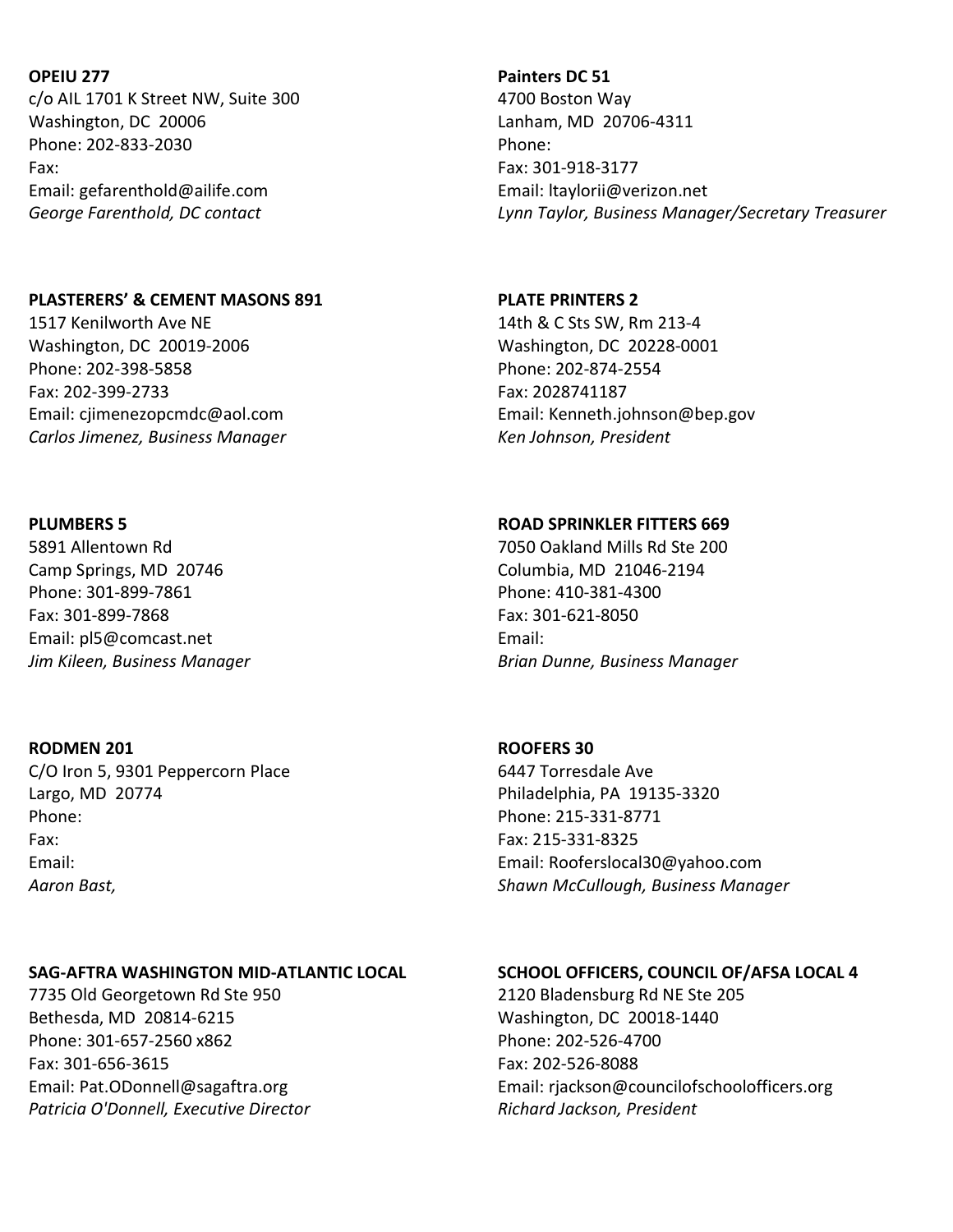**OPEIU 277**
c/o AIL 1701 K Street NW, Suite 300
Washington, DC 20006
Phone: 202-833-2030
Fax:
Email: gefarenthold@ailife.com
*George Farenthold, DC contact*

**Painters DC 51**
4700 Boston Way
Lanham, MD 20706-4311
Phone:
Fax: 301-918-3177
Email: ltaylorii@verizon.net
*Lynn Taylor, Business Manager/Secretary Treasurer*

**PLASTERERS' & CEMENT MASONS 891**
1517 Kenilworth Ave NE
Washington, DC 20019-2006
Phone: 202-398-5858
Fax: 202-399-2733
Email: cjimenezopcmdc@aol.com
*Carlos Jimenez, Business Manager*

**PLATE PRINTERS 2**
14th & C Sts SW, Rm 213-4
Washington, DC 20228-0001
Phone: 202-874-2554
Fax: 2028741187
Email: Kenneth.johnson@bep.gov
*Ken Johnson, President*

**PLUMBERS 5**
5891 Allentown Rd
Camp Springs, MD 20746
Phone: 301-899-7861
Fax: 301-899-7868
Email: pl5@comcast.net
*Jim Kileen, Business Manager*

**ROAD SPRINKLER FITTERS 669**
7050 Oakland Mills Rd Ste 200
Columbia, MD 21046-2194
Phone: 410-381-4300
Fax: 301-621-8050
Email:
*Brian Dunne, Business Manager*

**RODMEN 201**
C/O Iron 5, 9301 Peppercorn Place
Largo, MD 20774
Phone:
Fax:
Email:
*Aaron Bast,*

**ROOFERS 30**
6447 Torresdale Ave
Philadelphia, PA 19135-3320
Phone: 215-331-8771
Fax: 215-331-8325
Email: Rooferslocal30@yahoo.com
*Shawn McCullough, Business Manager*

**SAG-AFTRA WASHINGTON MID-ATLANTIC LOCAL**
7735 Old Georgetown Rd Ste 950
Bethesda, MD 20814-6215
Phone: 301-657-2560 x862
Fax: 301-656-3615
Email: Pat.ODonnell@sagaftra.org
*Patricia O'Donnell, Executive Director*

**SCHOOL OFFICERS, COUNCIL OF/AFSA LOCAL 4**
2120 Bladensburg Rd NE Ste 205
Washington, DC 20018-1440
Phone: 202-526-4700
Fax: 202-526-8088
Email: rjackson@councilofschoolofficers.org
*Richard Jackson, President*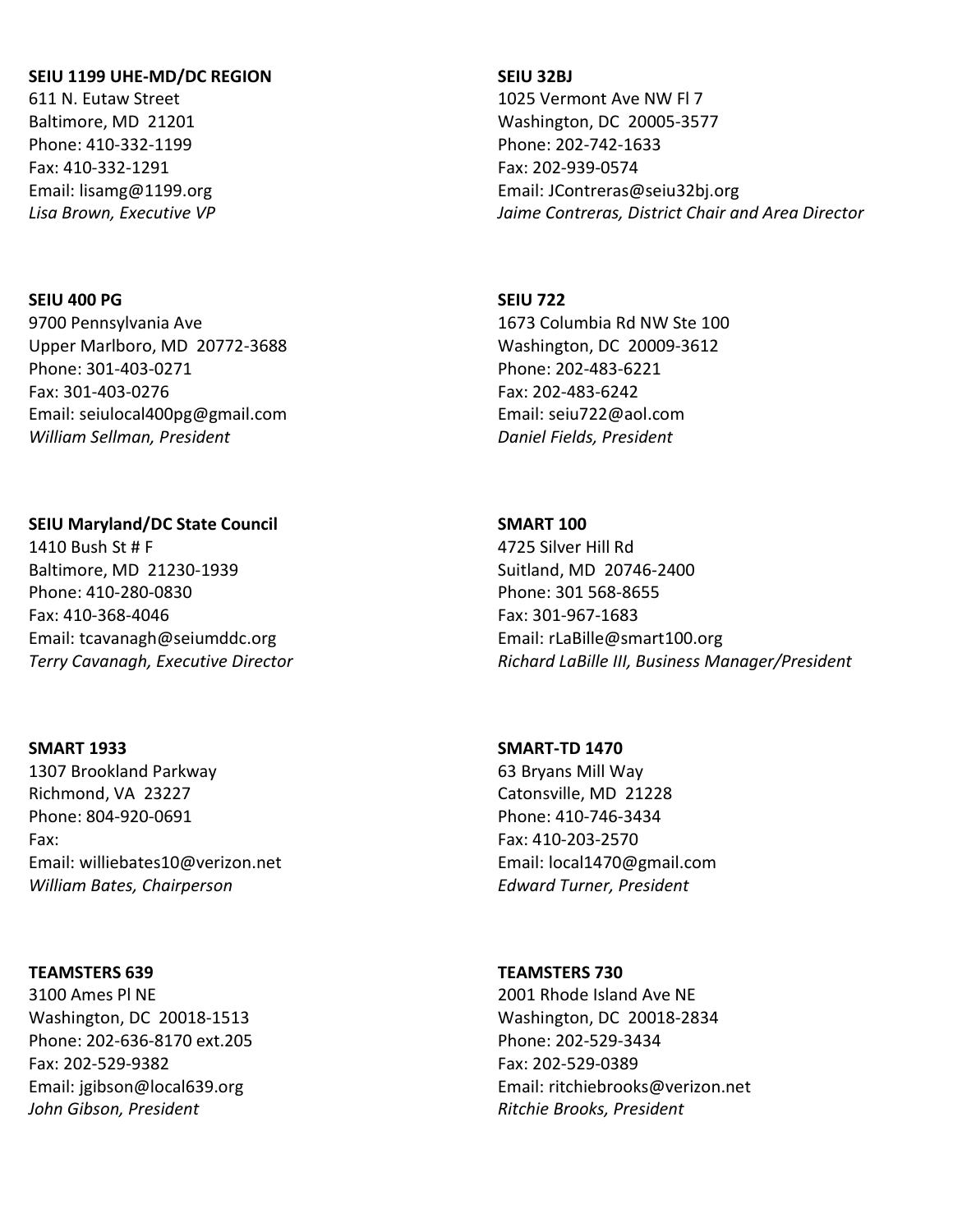**SEIU 1199 UHE-MD/DC REGION**
611 N. Eutaw Street
Baltimore, MD 21201
Phone: 410-332-1199
Fax: 410-332-1291
Email: lisamg@1199.org
*Lisa Brown, Executive VP*

**SEIU 32BJ**
1025 Vermont Ave NW Fl 7
Washington, DC 20005-3577
Phone: 202-742-1633
Fax: 202-939-0574
Email: JContreras@seiu32bj.org
*Jaime Contreras, District Chair and Area Director*

**SEIU 400 PG**
9700 Pennsylvania Ave
Upper Marlboro, MD 20772-3688
Phone: 301-403-0271
Fax: 301-403-0276
Email: seiulocal400pg@gmail.com
*William Sellman, President*

**SEIU 722**
1673 Columbia Rd NW Ste 100
Washington, DC 20009-3612
Phone: 202-483-6221
Fax: 202-483-6242
Email: seiu722@aol.com
*Daniel Fields, President*

**SEIU Maryland/DC State Council**
1410 Bush St # F
Baltimore, MD 21230-1939
Phone: 410-280-0830
Fax: 410-368-4046
Email: tcavanagh@seiumddc.org
*Terry Cavanagh, Executive Director*

**SMART 100**
4725 Silver Hill Rd
Suitland, MD 20746-2400
Phone: 301 568-8655
Fax: 301-967-1683
Email: rLaBille@smart100.org
*Richard LaBille III, Business Manager/President*

**SMART 1933**
1307 Brookland Parkway
Richmond, VA 23227
Phone: 804-920-0691
Fax:
Email: williebates10@verizon.net
*William Bates, Chairperson*

**SMART-TD 1470**
63 Bryans Mill Way
Catonsville, MD 21228
Phone: 410-746-3434
Fax: 410-203-2570
Email: local1470@gmail.com
*Edward Turner, President*

**TEAMSTERS 639**
3100 Ames Pl NE
Washington, DC 20018-1513
Phone: 202-636-8170 ext.205
Fax: 202-529-9382
Email: jgibson@local639.org
*John Gibson, President*

**TEAMSTERS 730**
2001 Rhode Island Ave NE
Washington, DC 20018-2834
Phone: 202-529-3434
Fax: 202-529-0389
Email: ritchiebrooks@verizon.net
*Ritchie Brooks, President*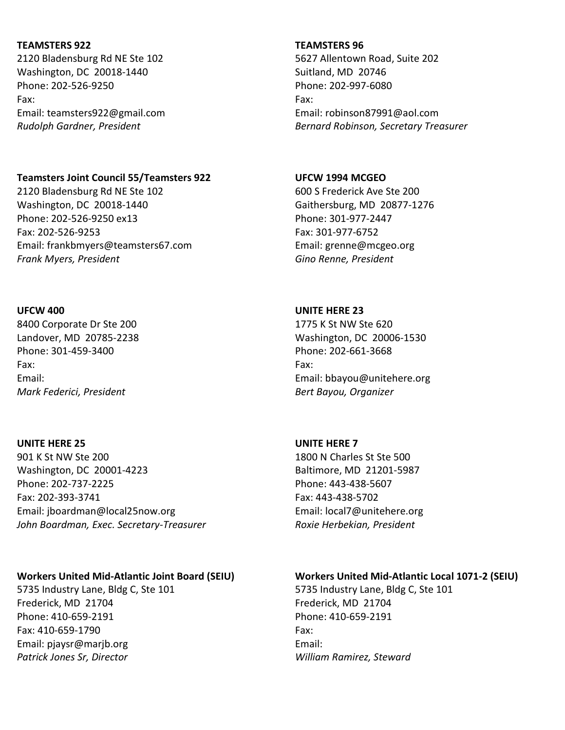**TEAMSTERS 922**
2120 Bladensburg Rd NE Ste 102
Washington, DC 20018-1440
Phone: 202-526-9250
Fax:
Email: teamsters922@gmail.com
*Rudolph Gardner, President*

**TEAMSTERS 96**
5627 Allentown Road, Suite 202
Suitland, MD 20746
Phone: 202-997-6080
Fax:
Email: robinson87991@aol.com
*Bernard Robinson, Secretary Treasurer*

**Teamsters Joint Council 55/Teamsters 922**
2120 Bladensburg Rd NE Ste 102
Washington, DC 20018-1440
Phone: 202-526-9250 ex13
Fax: 202-526-9253
Email: frankbmyers@teamsters67.com
*Frank Myers, President*

**UFCW 1994 MCGEO**
600 S Frederick Ave Ste 200
Gaithersburg, MD 20877-1276
Phone: 301-977-2447
Fax: 301-977-6752
Email: grenne@mcgeo.org
*Gino Renne, President*

**UFCW 400**
8400 Corporate Dr Ste 200
Landover, MD 20785-2238
Phone: 301-459-3400
Fax:
Email:
*Mark Federici, President*

**UNITE HERE 23**
1775 K St NW Ste 620
Washington, DC 20006-1530
Phone: 202-661-3668
Fax:
Email: bbayou@unitehere.org
*Bert Bayou, Organizer*

**UNITE HERE 25**
901 K St NW Ste 200
Washington, DC 20001-4223
Phone: 202-737-2225
Fax: 202-393-3741
Email: jboardman@local25now.org
*John Boardman, Exec. Secretary-Treasurer*

**UNITE HERE 7**
1800 N Charles St Ste 500
Baltimore, MD 21201-5987
Phone: 443-438-5607
Fax: 443-438-5702
Email: local7@unitehere.org
*Roxie Herbekian, President*

**Workers United Mid-Atlantic Joint Board (SEIU)**
5735 Industry Lane, Bldg C, Ste 101
Frederick, MD 21704
Phone: 410-659-2191
Fax: 410-659-1790
Email: pjaysr@marjb.org
*Patrick Jones Sr, Director*

**Workers United Mid-Atlantic Local 1071-2 (SEIU)**
5735 Industry Lane, Bldg C, Ste 101
Frederick, MD 21704
Phone: 410-659-2191
Fax:
Email:
*William Ramirez, Steward*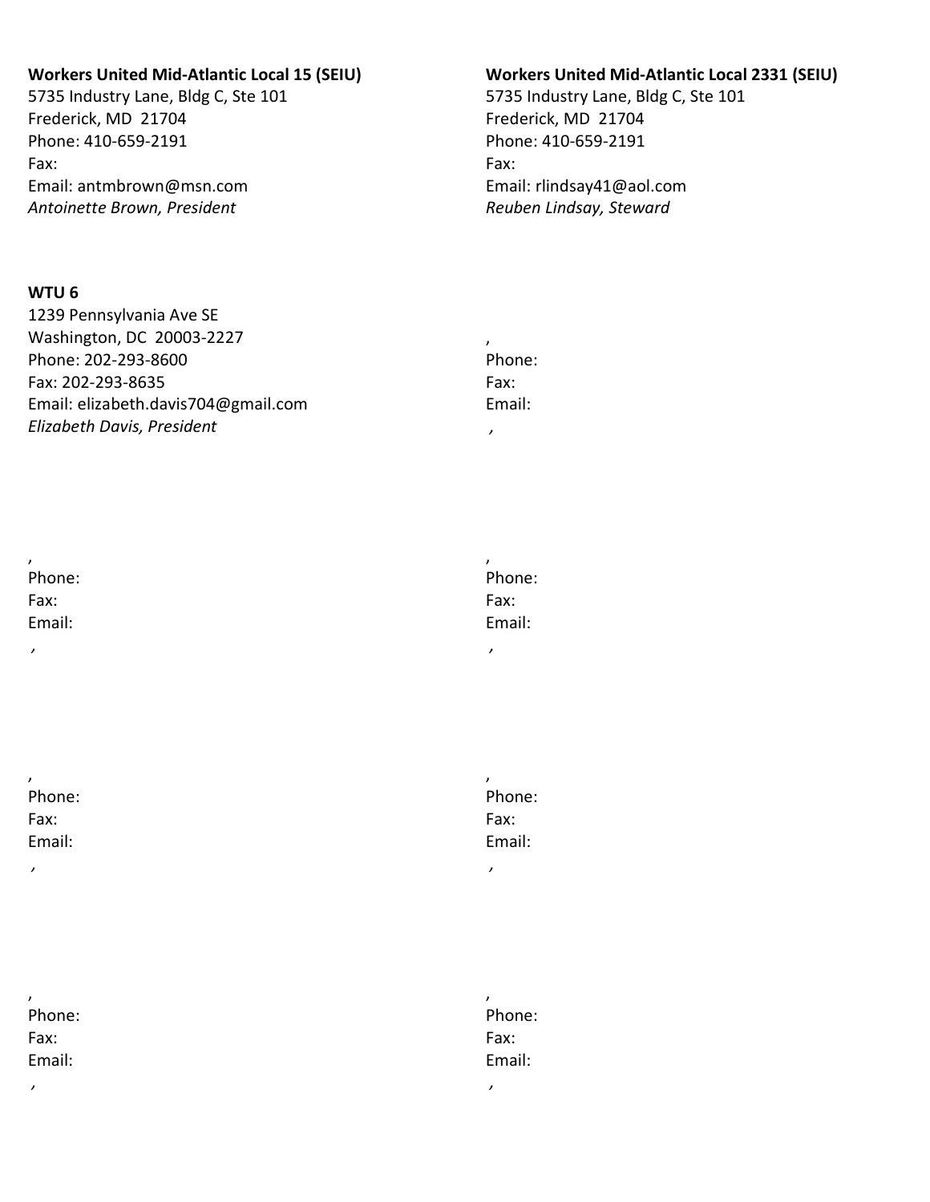**Workers United Mid-Atlantic Local 15 (SEIU)**
5735 Industry Lane, Bldg C, Ste 101
Frederick, MD 21704
Phone: 410-659-2191
Fax:
Email: antmbrown@msn.com
*Antoinette Brown, President*

**Workers United Mid-Atlantic Local 2331 (SEIU)**
5735 Industry Lane, Bldg C, Ste 101
Frederick, MD 21704
Phone: 410-659-2191
Fax:
Email: rlindsay41@aol.com
*Reuben Lindsay, Steward*

**WTU 6**
1239 Pennsylvania Ave SE
Washington, DC 20003-2227
Phone: 202-293-8600
Fax: 202-293-8635
Email: elizabeth.davis704@gmail.com
*Elizabeth Davis, President*

,
Phone:
Fax:
Email:
,

,
Phone:
Fax:
Email:
,

,
Phone:
Fax:
Email:
,

,
Phone:
Fax:
Email:
,

,
Phone:
Fax:
Email:
,

,
Phone:
Fax:
Email:
,

,
Phone:
Fax:
Email:
,